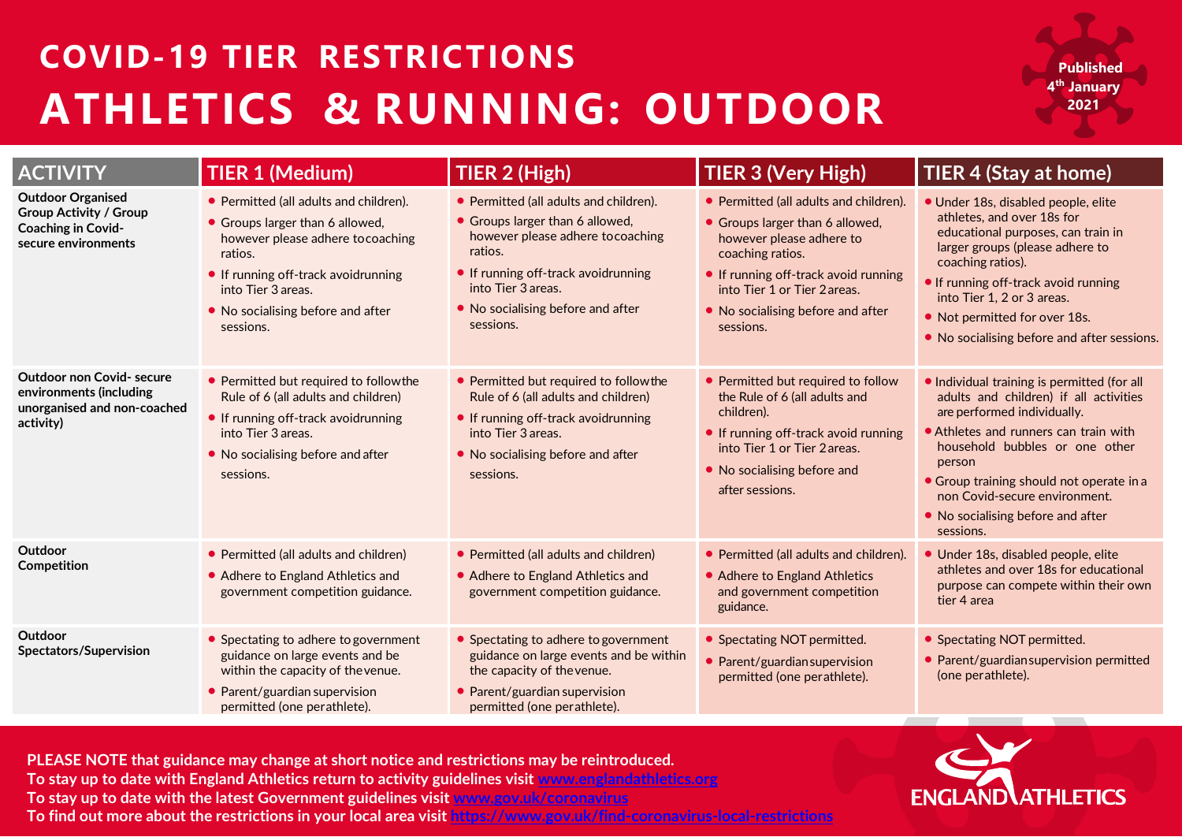# COVID-19 TIER RESTRICTIONS

# ATHLETICS & RUNNING: OUTDOOR

Published 4th January 2021

| ACTIVITY | TIER 1 (Medium) | TIER 2 (High) | TIER 3 (Very High) | TIER 4 (Stay at home) |
|---|---|---|---|---|
| **Outdoor Organised Group Activity / Group Coaching in Covid-secure environments** | • Permitted (all adults and children).<br>• Groups larger than 6 allowed, however please adhere to coaching ratios.<br>• If running off-track avoid running into Tier 3 areas.<br>• No socialising before and after sessions. | • Permitted (all adults and children).<br>• Groups larger than 6 allowed, however please adhere to coaching ratios.<br>• If running off-track avoid running into Tier 3 areas.<br>• No socialising before and after sessions. | • Permitted (all adults and children).<br>• Groups larger than 6 allowed, however please adhere to coaching ratios.<br>• If running off-track avoid running into Tier 1 or Tier 2 areas.<br>• No socialising before and after sessions. | • Under 18s, disabled people, elite athletes, and over 18s for educational purposes, can train in larger groups (please adhere to coaching ratios).<br>• If running off-track avoid running into Tier 1, 2 or 3 areas.<br>• Not permitted for over 18s.<br>• No socialising before and after sessions. |
| **Outdoor non Covid- secure environments (including unorganised and non-coached activity)** | • Permitted but required to follow the Rule of 6 (all adults and children)<br>• If running off-track avoid running into Tier 3 areas.<br>• No socialising before and after sessions. | • Permitted but required to follow the Rule of 6 (all adults and children)<br>• If running off-track avoid running into Tier 3 areas.<br>• No socialising before and after sessions. | • Permitted but required to follow the Rule of 6 (all adults and children).<br>• If running off-track avoid running into Tier 1 or Tier 2 areas.<br>• No socialising before and after sessions. | • Individual training is permitted (for all adults and children) if all activities are performed individually.<br>• Athletes and runners can train with household bubbles or one other person<br>• Group training should not operate in a non Covid-secure environment.<br>• No socialising before and after sessions. |
| **Outdoor Competition** | • Permitted (all adults and children)<br>• Adhere to England Athletics and government competition guidance. | • Permitted (all adults and children)<br>• Adhere to England Athletics and government competition guidance. | • Permitted (all adults and children).<br>• Adhere to England Athletics and government competition guidance. | • Under 18s, disabled people, elite athletes and over 18s for educational purpose can compete within their own tier 4 area |
| **Outdoor Spectators/Supervision** | • Spectating to adhere to government guidance on large events and be within the capacity of the venue.<br>• Parent/guardian supervision permitted (one per athlete). | • Spectating to adhere to government guidance on large events and be within the capacity of the venue.<br>• Parent/guardian supervision permitted (one per athlete). | • Spectating NOT permitted.<br>• Parent/guardian supervision permitted (one per athlete). | • Spectating NOT permitted.<br>• Parent/guardian supervision permitted (one per athlete). |

**PLEASE NOTE that guidance may change at short notice and restrictions may be reintroduced.**
**To stay up to date with England Athletics return to activity guidelines visit www.englandathletics.org**
**To stay up to date with the latest Government guidelines visit www.gov.uk/coronavirus**
**To find out more about the restrictions in your local area visit https://www.gov.uk/find-coronavirus-local-restrictions**

ENGLAND ATHLETICS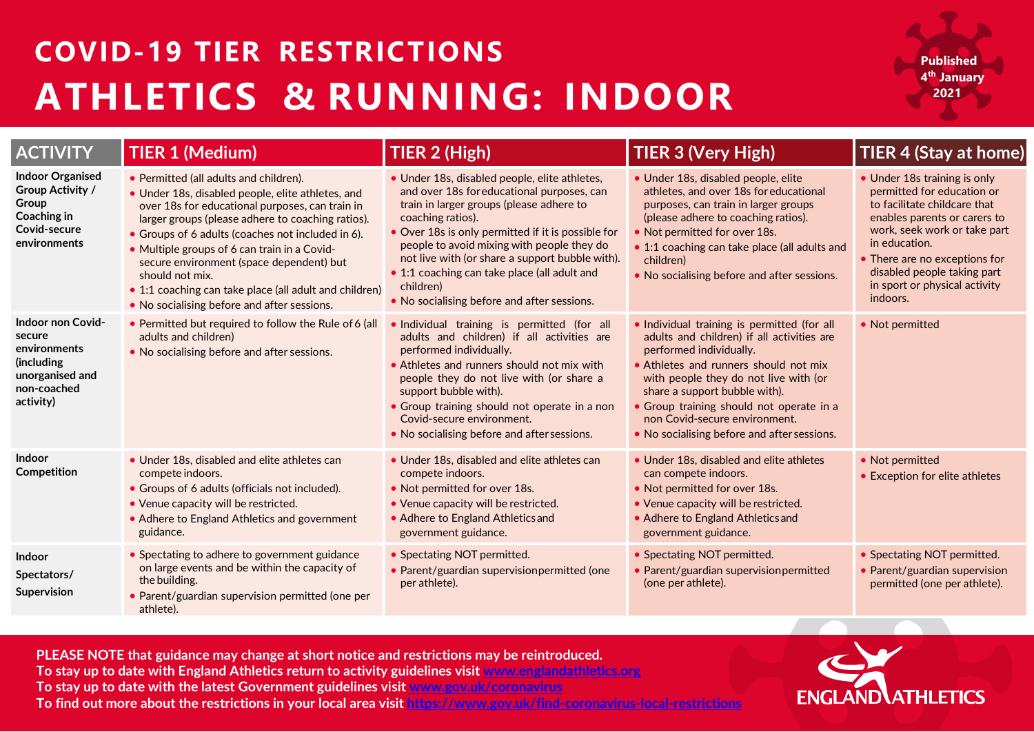# COVID-19 TIER RESTRICTIONS

# ATHLETICS & RUNNING: INDOOR

**Published 4th January 2021**

| ACTIVITY | TIER 1 (Medium) | TIER 2 (High) | TIER 3 (Very High) | TIER 4 (Stay at home) |
|---|---|---|---|---|
| **Indoor Organised Group Activity / Group Coaching in Covid-secure environments** | • Permitted (all adults and children).<br>• Under 18s, disabled people, elite athletes, and over 18s for educational purposes, can train in larger groups (please adhere to coaching ratios).<br>• Groups of 6 adults (coaches not included in 6).<br>• Multiple groups of 6 can train in a Covid-secure environment (space dependent) but should not mix.<br>• 1:1 coaching can take place (all adult and children)<br>• No socialising before and after sessions. | • Under 18s, disabled people, elite athletes, and over 18s for educational purposes, can train in larger groups (please adhere to coaching ratios).<br>• Over 18s is only permitted if it is possible for people to avoid mixing with people they do not live with (or share a support bubble with).<br>• 1:1 coaching can take place (all adult and children)<br>• No socialising before and after sessions. | • Under 18s, disabled people, elite athletes, and over 18s for educational purposes, can train in larger groups (please adhere to coaching ratios).<br>• Not permitted for over 18s.<br>• 1:1 coaching can take place (all adults and children)<br>• No socialising before and after sessions. | • Under 18s training is only permitted for education or to facilitate childcare that enables parents or carers to work, seek work or take part in education.<br>• There are no exceptions for disabled people taking part in sport or physical activity indoors. |
| **Indoor non Covid-secure environments (including unorganised and non-coached activity)** | • Permitted but required to follow the Rule of 6 (all adults and children)<br>• No socialising before and after sessions. | • Individual training is permitted (for all adults and children) if all activities are performed individually.<br>• Athletes and runners should not mix with people they do not live with (or share a support bubble with).<br>• Group training should not operate in a non Covid-secure environment.<br>• No socialising before and after sessions. | • Individual training is permitted (for all adults and children) if all activities are performed individually.<br>• Athletes and runners should not mix with people they do not live with (or share a support bubble with).<br>• Group training should not operate in a non Covid-secure environment.<br>• No socialising before and after sessions. | • Not permitted |
| **Indoor Competition** | • Under 18s, disabled and elite athletes can compete indoors.<br>• Groups of 6 adults (officials not included).<br>• Venue capacity will be restricted.<br>• Adhere to England Athletics and government guidance. | • Under 18s, disabled and elite athletes can compete indoors.<br>• Not permitted for over 18s.<br>• Venue capacity will be restricted.<br>• Adhere to England Athletics and government guidance. | • Under 18s, disabled and elite athletes can compete indoors.<br>• Not permitted for over 18s.<br>• Venue capacity will be restricted.<br>• Adhere to England Athletics and government guidance. | • Not permitted<br>• Exception for elite athletes |
| **Indoor Spectators/ Supervision** | • Spectating to adhere to government guidance on large events and be within the capacity of the building.<br>• Parent/guardian supervision permitted (one per athlete). | • Spectating NOT permitted.<br>• Parent/guardian supervision permitted (one per athlete). | • Spectating NOT permitted.<br>• Parent/guardian supervision permitted (one per athlete). | • Spectating NOT permitted.<br>• Parent/guardian supervision permitted (one per athlete). |

**PLEASE NOTE that guidance may change at short notice and restrictions may be reintroduced.**
**To stay up to date with England Athletics return to activity guidelines visit www.englandathletics.org**
**To stay up to date with the latest Government guidelines visit www.gov.uk/coronavirus**
**To find out more about the restrictions in your local area visit https://www.gov.uk/find-coronavirus-local-restrictions**

ENGLAND ATHLETICS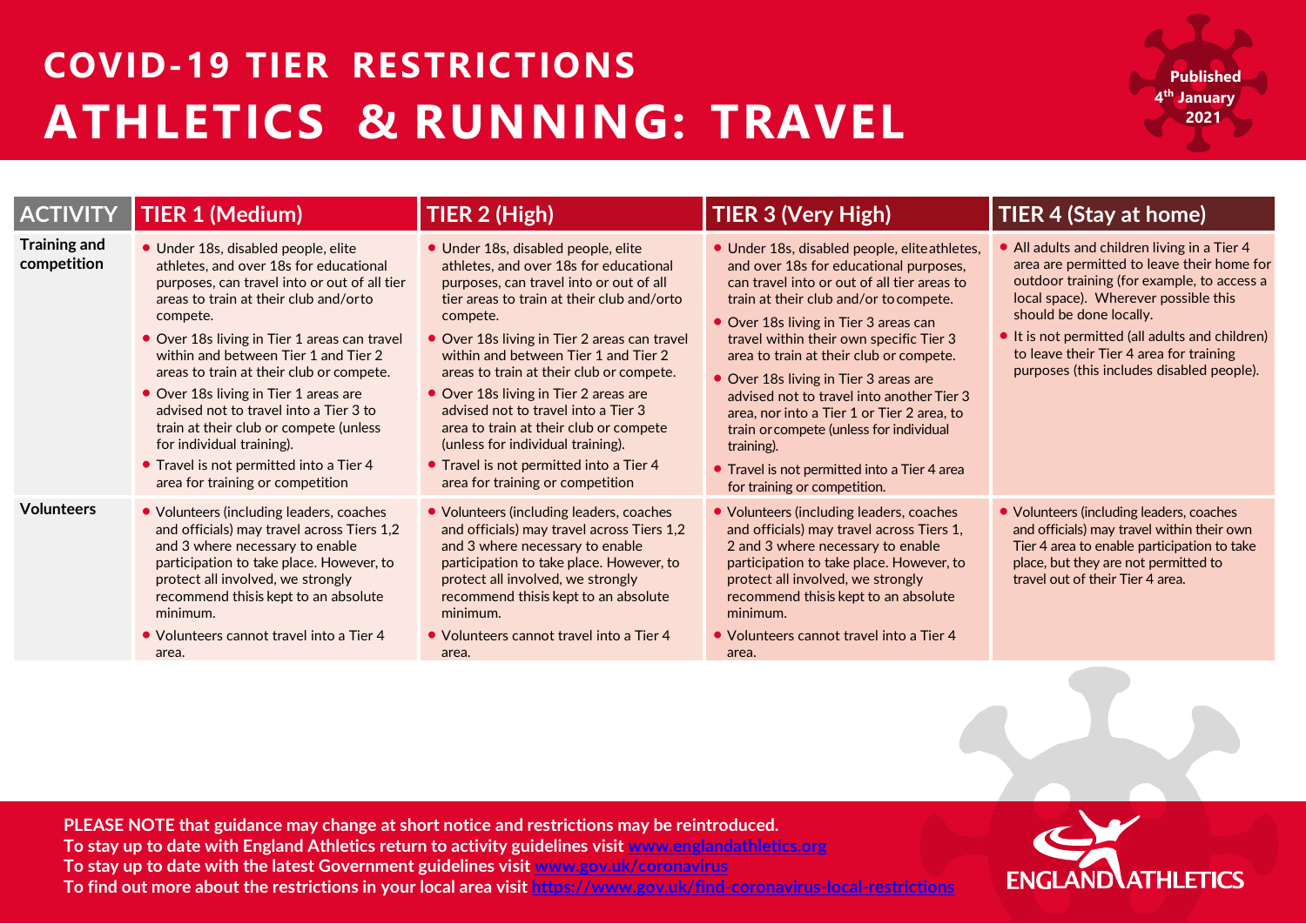# COVID-19 TIER RESTRICTIONS
# ATHLETICS & RUNNING: TRAVEL

Published 4th January 2021

| ACTIVITY | TIER 1 (Medium) | TIER 2 (High) | TIER 3 (Very High) | TIER 4 (Stay at home) |
|---|---|---|---|---|
| **Training and competition** | • Under 18s, disabled people, elite athletes, and over 18s for educational purposes, can travel into or out of all tier areas to train at their club and/orto compete.<br>• Over 18s living in Tier 1 areas can travel within and between Tier 1 and Tier 2 areas to train at their club or compete.<br>• Over 18s living in Tier 1 areas are advised not to travel into a Tier 3 to train at their club or compete (unless for individual training).<br>• Travel is not permitted into a Tier 4 area for training or competition | • Under 18s, disabled people, elite athletes, and over 18s for educational purposes, can travel into or out of all tier areas to train at their club and/orto compete.<br>• Over 18s living in Tier 2 areas can travel within and between Tier 1 and Tier 2 areas to train at their club or compete.<br>• Over 18s living in Tier 2 areas are advised not to travel into a Tier 3 area to train at their club or compete (unless for individual training).<br>• Travel is not permitted into a Tier 4 area for training or competition | • Under 18s, disabled people, eliteathletes, and over 18s for educational purposes, can travel into or out of all tier areas to train at their club and/or tocompete.<br>• Over 18s living in Tier 3 areas can travel within their own specific Tier 3 area to train at their club or compete.<br>• Over 18s living in Tier 3 areas are advised not to travel into another Tier 3 area, nor into a Tier 1 or Tier 2 area, to train orcompete (unless for individual training).<br>• Travel is not permitted into a Tier 4 area for training or competition. | • All adults and children living in a Tier 4 area are permitted to leave their home for outdoor training (for example, to access a local space). Wherever possible this should be done locally.<br>• It is not permitted (all adults and children) to leave their Tier 4 area for training purposes (this includes disabled people). |
| **Volunteers** | • Volunteers (including leaders, coaches and officials) may travel across Tiers 1,2 and 3 where necessary to enable participation to take place. However, to protect all involved, we strongly recommend thisis kept to an absolute minimum.<br>• Volunteers cannot travel into a Tier 4 area. | • Volunteers (including leaders, coaches and officials) may travel across Tiers 1,2 and 3 where necessary to enable participation to take place. However, to protect all involved, we strongly recommend thisis kept to an absolute minimum.<br>• Volunteers cannot travel into a Tier 4 area. | • Volunteers (including leaders, coaches and officials) may travel across Tiers 1, 2 and 3 where necessary to enable participation to take place. However, to protect all involved, we strongly recommend thisis kept to an absolute minimum.<br>• Volunteers cannot travel into a Tier 4 area. | • Volunteers (including leaders, coaches and officials) may travel within their own Tier 4 area to enable participation to take place, but they are not permitted to travel out of their Tier 4 area. |

**PLEASE NOTE that guidance may change at short notice and restrictions may be reintroduced.**
**To stay up to date with England Athletics return to activity guidelines visit www.englandathletics.org**
**To stay up to date with the latest Government guidelines visit www.gov.uk/coronavirus**
**To find out more about the restrictions in your local area visit https://www.gov.uk/find-coronavirus-local-restrictions**

ENGLAND ATHLETICS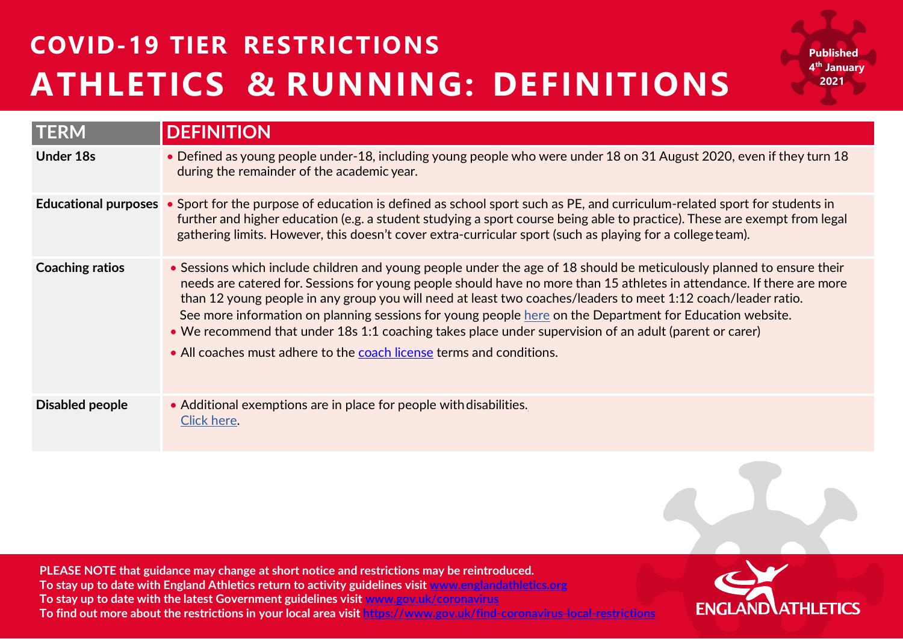# COVID-19 TIER RESTRICTIONS
# ATHLETICS & RUNNING: DEFINITIONS

Published 4th January 2021

| TERM | DEFINITION |
|---|---|
| **Under 18s** | • Defined as young people under-18, including young people who were under 18 on 31 August 2020, even if they turn 18 during the remainder of the academic year. |
| **Educational purposes** | • Sport for the purpose of education is defined as school sport such as PE, and curriculum-related sport for students in further and higher education (e.g. a student studying a sport course being able to practice). These are exempt from legal gathering limits. However, this doesn't cover extra-curricular sport (such as playing for a college team). |
| **Coaching ratios** | • Sessions which include children and young people under the age of 18 should be meticulously planned to ensure their needs are catered for. Sessions for young people should have no more than 15 athletes in attendance. If there are more than 12 young people in any group you will need at least two coaches/leaders to meet 1:12 coach/leader ratio. See more information on planning sessions for young people here on the Department for Education website. <br>• We recommend that under 18s 1:1 coaching takes place under supervision of an adult (parent or carer) <br>• All coaches must adhere to the coach license terms and conditions. |
| **Disabled people** | • Additional exemptions are in place for people with disabilities. Click here. |

**PLEASE NOTE that guidance may change at short notice and restrictions may be reintroduced.**
**To stay up to date with England Athletics return to activity guidelines visit www.englandathletics.org**
**To stay up to date with the latest Government guidelines visit www.gov.uk/coronavirus**
**To find out more about the restrictions in your local area visit https://www.gov.uk/find-coronavirus-local-restrictions**

ENGLAND ATHLETICS